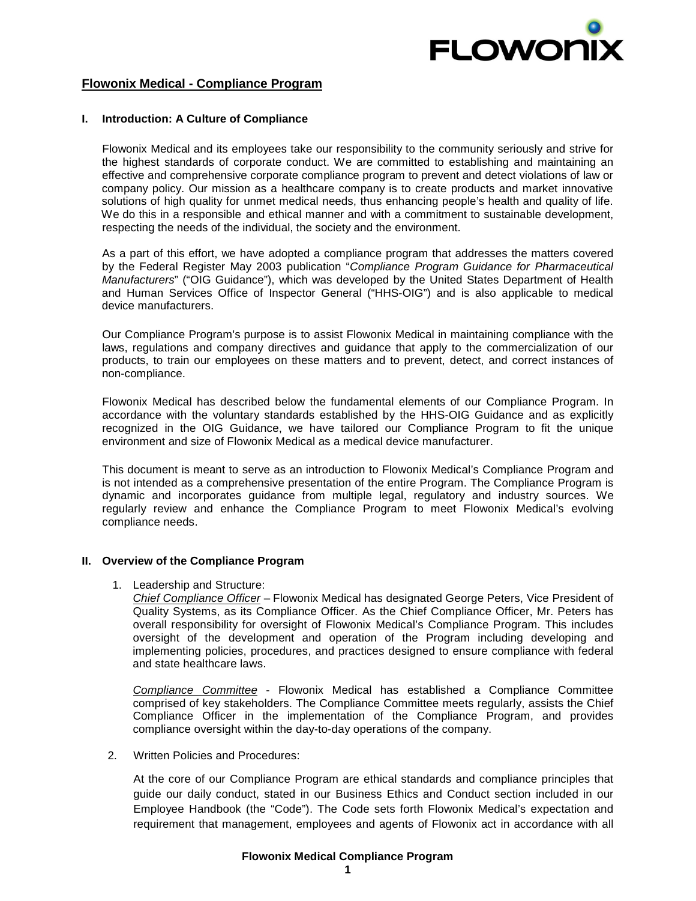# Flowonix Medical - Compliance Program

## I. Introduction: A Culture of Compliance

Flowonix Medical and its employees take our responsibility to the community seriously and strive for the highest standards of corporate conduct. We are committed to establishing and maintaining an effective and comprehensive corporate compliance program to prevent and detect violations of law or company policy. Our mission as a healthcare company is to create products and market innovative solutions of high quality for unmet medical needs, thus enhancing people's health and quality of life. We do this in a responsible and ethical manner and with a commitment to sustainable development, respecting the needs of the individual, the society and the environment.

As a part of this effort, we have adopted a compliance program that addresses the matters covered by the Federal Register May 2003 publication "*Compliance Program Guidance for Pharmaceutical Manufacturers*" ("OIG Guidance"), which was developed by the United States Department of Health and Human Services Office of Inspector General ("HHS-OIG") and is also applicable to medical device manufacturers.

Our Compliance Program's purpose is to assist Flowonix Medical in maintaining compliance with the laws, regulations and company directives and guidance that apply to the commercialization of our products, to train our employees on these matters and to prevent, detect, and correct instances of non-compliance.

Flowonix Medical has described below the fundamental elements of our Compliance Program. In accordance with the voluntary standards established by the HHS-OIG Guidance and as explicitly recognized in the OIG Guidance, we have tailored our Compliance Program to fit the unique environment and size of Flowonix Medical as a medical device manufacturer.

This document is meant to serve as an introduction to Flowonix Medical's Compliance Program and is not intended as a comprehensive presentation of the entire Program. The Compliance Program is dynamic and incorporates guidance from multiple legal, regulatory and industry sources. We regularly review and enhance the Compliance Program to meet Flowonix Medical's evolving compliance needs.

## II. Overview of the Compliance Program

1. Leadership and Structure:

   *Chief Compliance Officer* – Flowonix Medical has designated George Peters, Vice President of Quality Systems, as its Compliance Officer. As the Chief Compliance Officer, Mr. Peters has overall responsibility for oversight of Flowonix Medical's Compliance Program. This includes oversight of the development and operation of the Program including developing and implementing policies, procedures, and practices designed to ensure compliance with federal and state healthcare laws.

   *Compliance Committee* - Flowonix Medical has established a Compliance Committee comprised of key stakeholders. The Compliance Committee meets regularly, assists the Chief Compliance Officer in the implementation of the Compliance Program, and provides compliance oversight within the day-to-day operations of the company.

2. Written Policies and Procedures:

   At the core of our Compliance Program are ethical standards and compliance principles that guide our daily conduct, stated in our Business Ethics and Conduct section included in our Employee Handbook (the "Code"). The Code sets forth Flowonix Medical's expectation and requirement that management, employees and agents of Flowonix act in accordance with all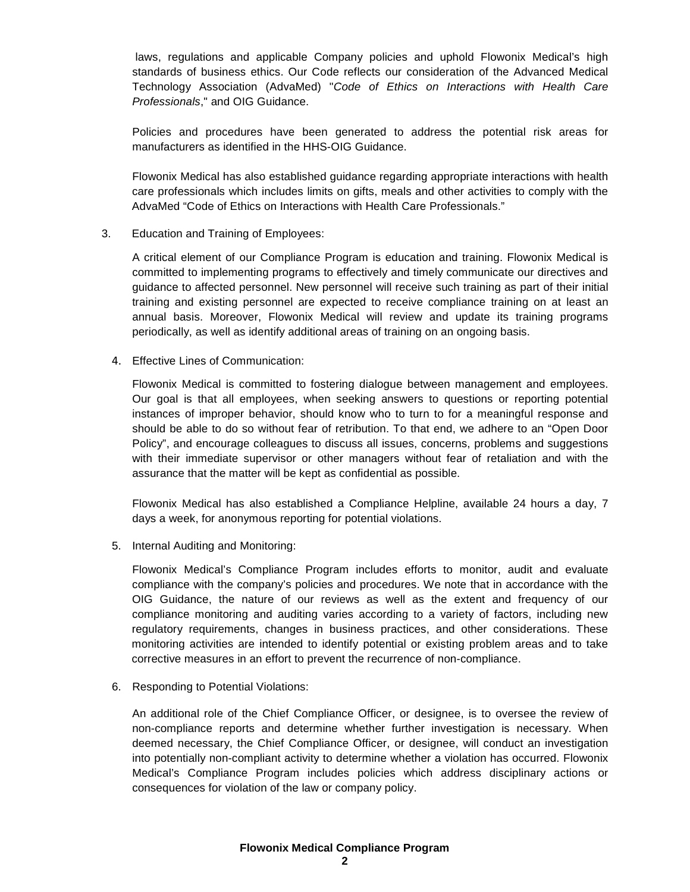laws, regulations and applicable Company policies and uphold Flowonix Medical's high standards of business ethics. Our Code reflects our consideration of the Advanced Medical Technology Association (AdvaMed) "*Code of Ethics on Interactions with Health Care Professionals*," and OIG Guidance.

Policies and procedures have been generated to address the potential risk areas for manufacturers as identified in the HHS-OIG Guidance.

Flowonix Medical has also established guidance regarding appropriate interactions with health care professionals which includes limits on gifts, meals and other activities to comply with the AdvaMed "Code of Ethics on Interactions with Health Care Professionals."

3. Education and Training of Employees:

   A critical element of our Compliance Program is education and training. Flowonix Medical is committed to implementing programs to effectively and timely communicate our directives and guidance to affected personnel. New personnel will receive such training as part of their initial training and existing personnel are expected to receive compliance training on at least an annual basis. Moreover, Flowonix Medical will review and update its training programs periodically, as well as identify additional areas of training on an ongoing basis.

4. Effective Lines of Communication:

   Flowonix Medical is committed to fostering dialogue between management and employees. Our goal is that all employees, when seeking answers to questions or reporting potential instances of improper behavior, should know who to turn to for a meaningful response and should be able to do so without fear of retribution. To that end, we adhere to an "Open Door Policy", and encourage colleagues to discuss all issues, concerns, problems and suggestions with their immediate supervisor or other managers without fear of retaliation and with the assurance that the matter will be kept as confidential as possible.

   Flowonix Medical has also established a Compliance Helpline, available 24 hours a day, 7 days a week, for anonymous reporting for potential violations.

5. Internal Auditing and Monitoring:

   Flowonix Medical's Compliance Program includes efforts to monitor, audit and evaluate compliance with the company's policies and procedures. We note that in accordance with the OIG Guidance, the nature of our reviews as well as the extent and frequency of our compliance monitoring and auditing varies according to a variety of factors, including new regulatory requirements, changes in business practices, and other considerations. These monitoring activities are intended to identify potential or existing problem areas and to take corrective measures in an effort to prevent the recurrence of non-compliance.

6. Responding to Potential Violations:

   An additional role of the Chief Compliance Officer, or designee, is to oversee the review of non-compliance reports and determine whether further investigation is necessary. When deemed necessary, the Chief Compliance Officer, or designee, will conduct an investigation into potentially non-compliant activity to determine whether a violation has occurred. Flowonix Medical's Compliance Program includes policies which address disciplinary actions or consequences for violation of the law or company policy.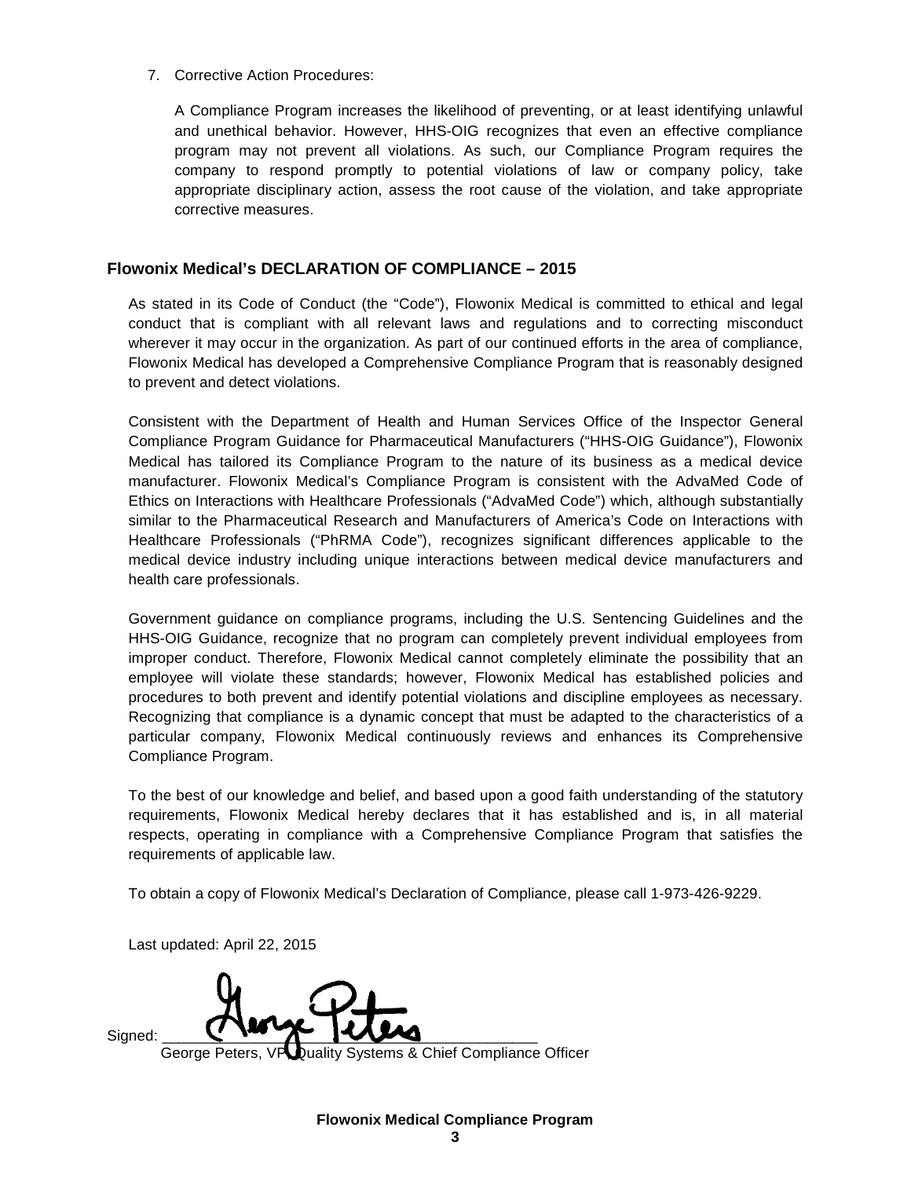7. Corrective Action Procedures:

   A Compliance Program increases the likelihood of preventing, or at least identifying unlawful and unethical behavior. However, HHS-OIG recognizes that even an effective compliance program may not prevent all violations. As such, our Compliance Program requires the company to respond promptly to potential violations of law or company policy, take appropriate disciplinary action, assess the root cause of the violation, and take appropriate corrective measures.

## Flowonix Medical's DECLARATION OF COMPLIANCE – 2015

As stated in its Code of Conduct (the "Code"), Flowonix Medical is committed to ethical and legal conduct that is compliant with all relevant laws and regulations and to correcting misconduct wherever it may occur in the organization. As part of our continued efforts in the area of compliance, Flowonix Medical has developed a Comprehensive Compliance Program that is reasonably designed to prevent and detect violations.

Consistent with the Department of Health and Human Services Office of the Inspector General Compliance Program Guidance for Pharmaceutical Manufacturers ("HHS-OIG Guidance"), Flowonix Medical has tailored its Compliance Program to the nature of its business as a medical device manufacturer. Flowonix Medical's Compliance Program is consistent with the AdvaMed Code of Ethics on Interactions with Healthcare Professionals ("AdvaMed Code") which, although substantially similar to the Pharmaceutical Research and Manufacturers of America's Code on Interactions with Healthcare Professionals ("PhRMA Code"), recognizes significant differences applicable to the medical device industry including unique interactions between medical device manufacturers and health care professionals.

Government guidance on compliance programs, including the U.S. Sentencing Guidelines and the HHS-OIG Guidance, recognize that no program can completely prevent individual employees from improper conduct. Therefore, Flowonix Medical cannot completely eliminate the possibility that an employee will violate these standards; however, Flowonix Medical has established policies and procedures to both prevent and identify potential violations and discipline employees as necessary. Recognizing that compliance is a dynamic concept that must be adapted to the characteristics of a particular company, Flowonix Medical continuously reviews and enhances its Comprehensive Compliance Program.

To the best of our knowledge and belief, and based upon a good faith understanding of the statutory requirements, Flowonix Medical hereby declares that it has established and is, in all material respects, operating in compliance with a Comprehensive Compliance Program that satisfies the requirements of applicable law.

To obtain a copy of Flowonix Medical's Declaration of Compliance, please call 1-973-426-9229.

Last updated: April 22, 2015

Signed: George Peters

George Peters, VP Quality Systems & Chief Compliance Officer